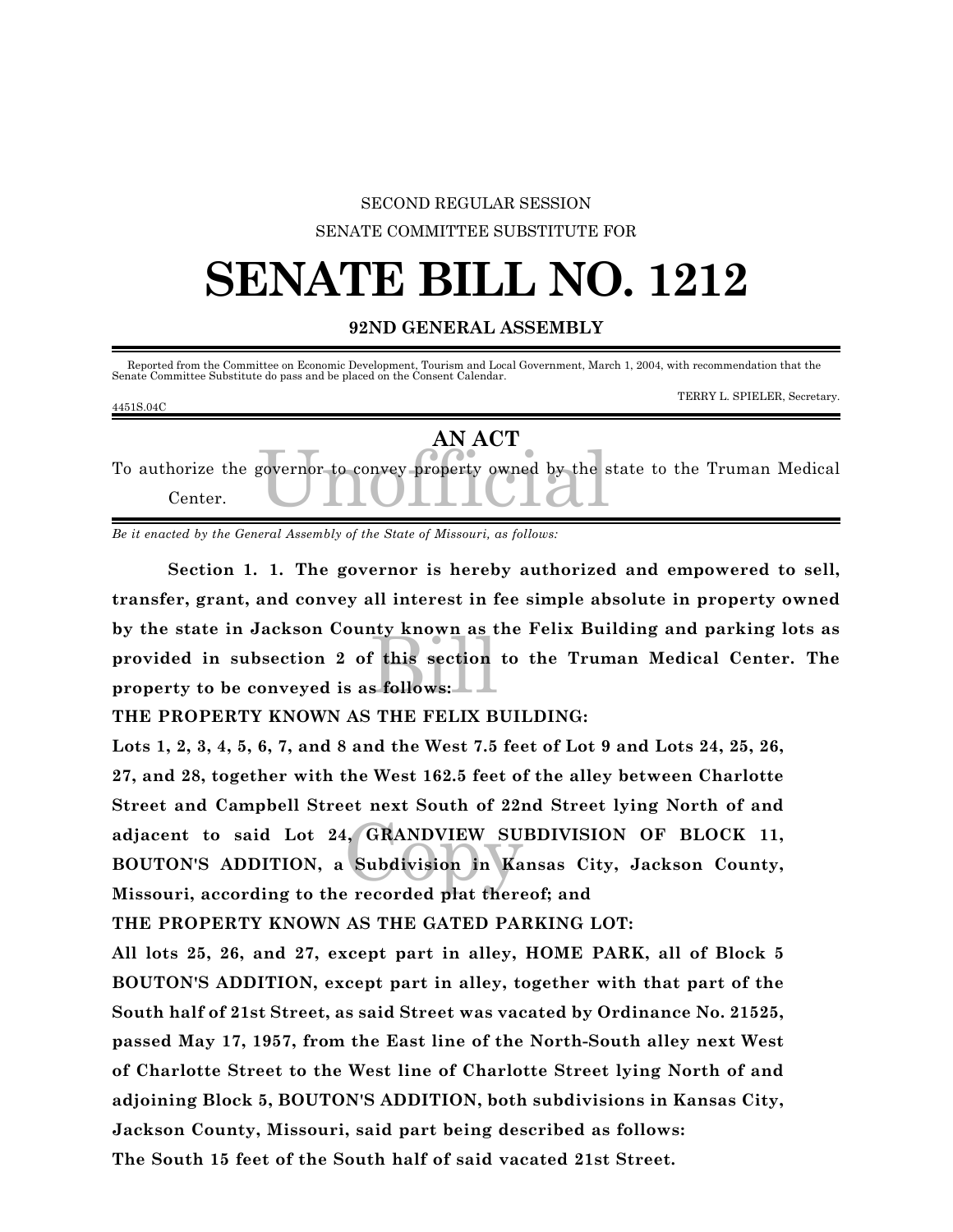SECOND REGULAR SESSION

SENATE COMMITTEE SUBSTITUTE FOR

# SENATE BILL NO. 1212

**92ND GENERAL ASSEMBLY**

Reported from the Committee on Economic Development, Tourism and Local Government, March 1, 2004, with recommendation that the Senate Committee Substitute do pass and be placed on the Consent Calendar.

TERRY L. SPIELER, Secretary.

4451S.04C

## AN ACT

To authorize the governor to convey property owned by the state to the Truman Medical Center.

*Be it enacted by the General Assembly of the State of Missouri, as follows:*

**Section 1. 1. The governor is hereby authorized and empowered to sell, transfer, grant, and convey all interest in fee simple absolute in property owned by the state in Jackson County known as the Felix Building and parking lots as provided in subsection 2 of this section to the Truman Medical Center. The property to be conveyed is as follows:**

**THE PROPERTY KNOWN AS THE FELIX BUILDING:**

**Lots 1, 2, 3, 4, 5, 6, 7, and 8 and the West 7.5 feet of Lot 9 and Lots 24, 25, 26, 27, and 28, together with the West 162.5 feet of the alley between Charlotte Street and Campbell Street next South of 22nd Street lying North of and adjacent to said Lot 24, GRANDVIEW SUBDIVISION OF BLOCK 11, BOUTON'S ADDITION, a Subdivision in Kansas City, Jackson County, Missouri, according to the recorded plat thereof; and**

**THE PROPERTY KNOWN AS THE GATED PARKING LOT:**

**All lots 25, 26, and 27, except part in alley, HOME PARK, all of Block 5 BOUTON'S ADDITION, except part in alley, together with that part of the South half of 21st Street, as said Street was vacated by Ordinance No. 21525, passed May 17, 1957, from the East line of the North-South alley next West of Charlotte Street to the West line of Charlotte Street lying North of and adjoining Block 5, BOUTON'S ADDITION, both subdivisions in Kansas City, Jackson County, Missouri, said part being described as follows:**

**The South 15 feet of the South half of said vacated 21st Street.**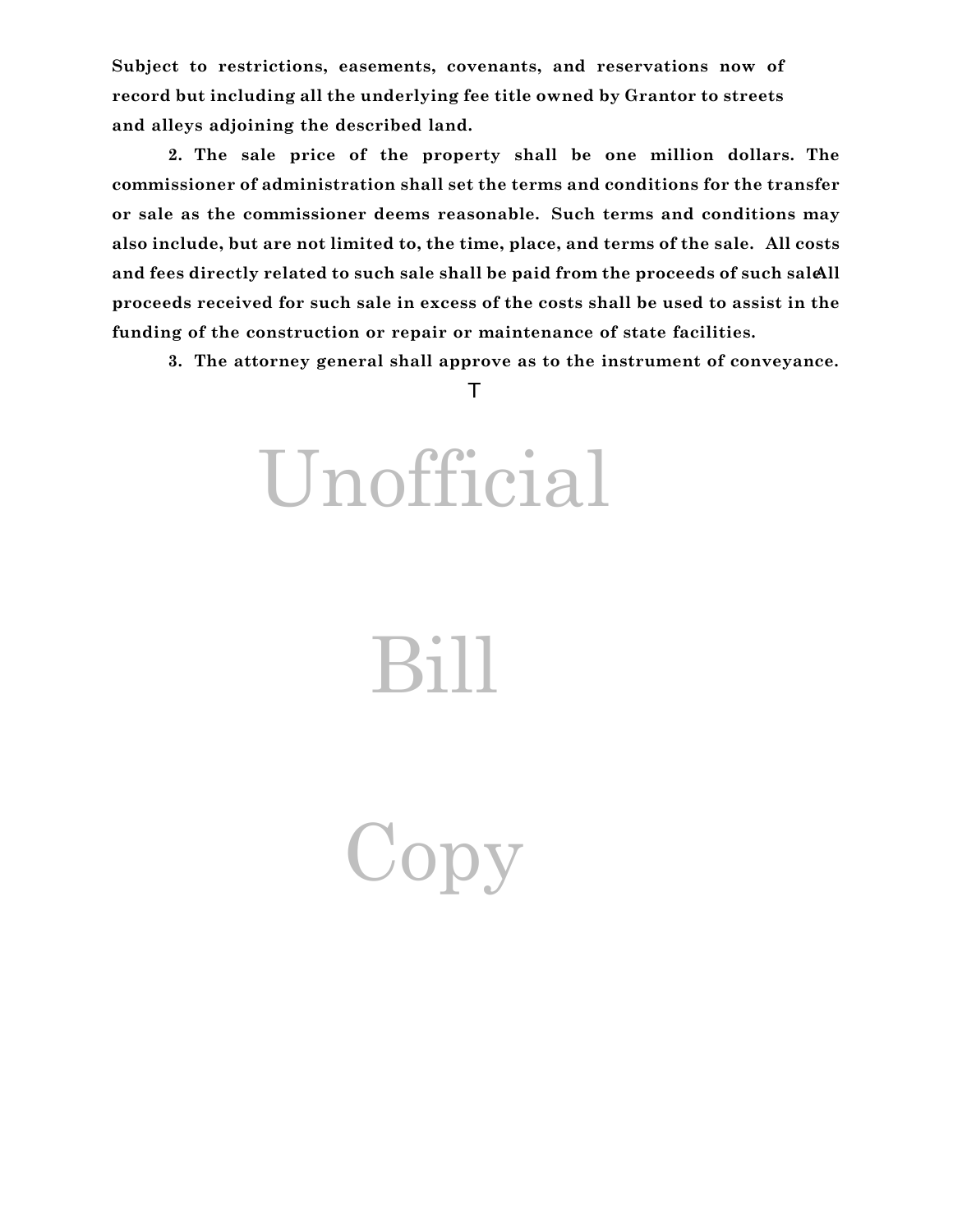**Subject to restrictions, easements, covenants, and reservations now of record but including all the underlying fee title owned by Grantor to streets and alleys adjoining the described land.**

**2. The sale price of the property shall be one million dollars. The commissioner of administration shall set the terms and conditions for the transfer or sale as the commissioner deems reasonable. Such terms and conditions may also include, but are not limited to, the time, place, and terms of the sale. All costs and fees directly related to such sale shall be paid from the proceeds of such sale. All proceeds received for such sale in excess of the costs shall be used to assist in the funding of the construction or repair or maintenance of state facilities.**

**3. The attorney general shall approve as to the instrument of conveyance.**

T

Unofficial

Bill

Copy